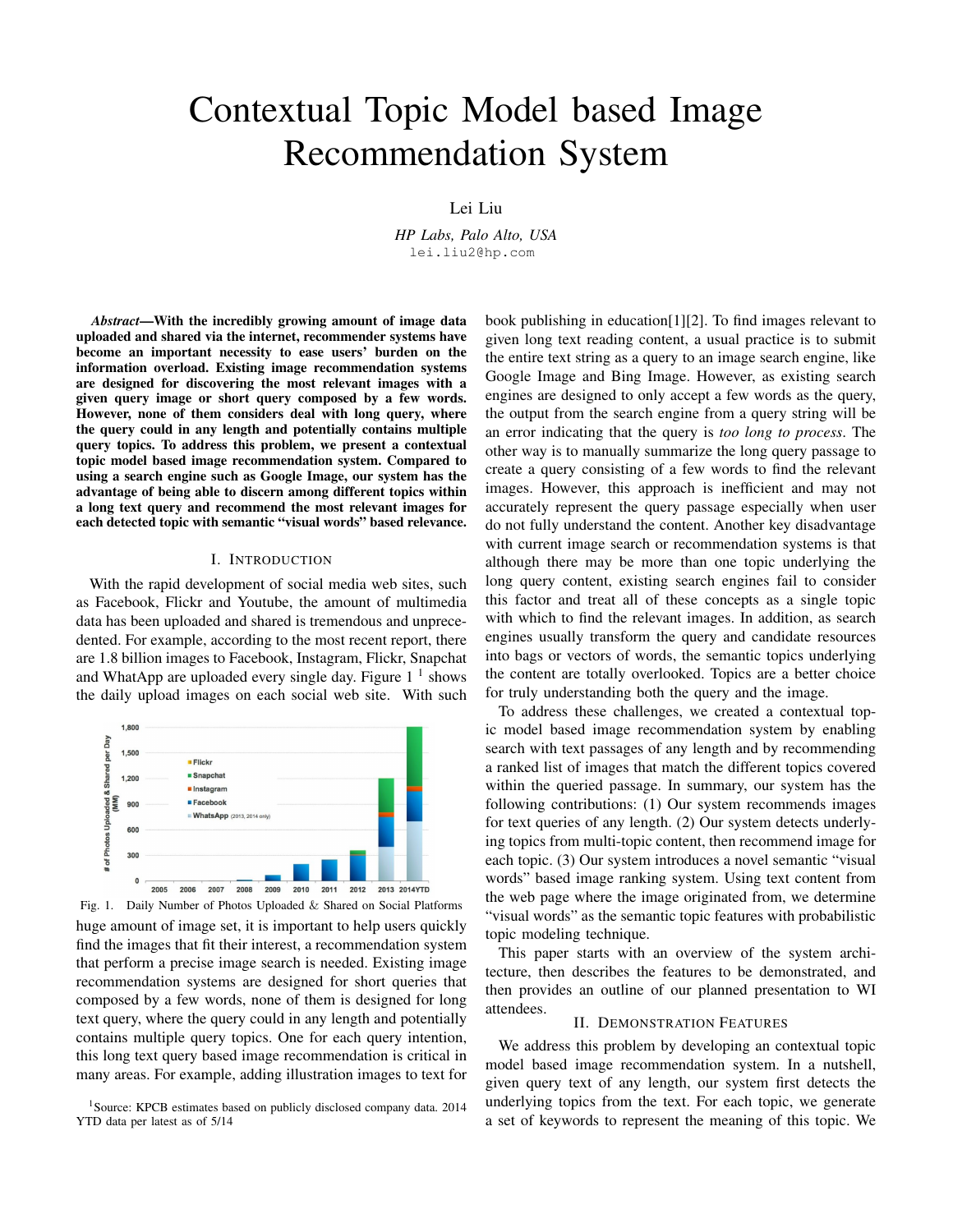# Contextual Topic Model based Image Recommendation System

Lei Liu

*HP Labs, Palo Alto, USA*
lei.liu2@hp.com

***Abstract*—With the incredibly growing amount of image data uploaded and shared via the internet, recommender systems have become an important necessity to ease users' burden on the information overload. Existing image recommendation systems are designed for discovering the most relevant images with a given query image or short query composed by a few words. However, none of them considers deal with long query, where the query could in any length and potentially contains multiple query topics. To address this problem, we present a contextual topic model based image recommendation system. Compared to using a search engine such as Google Image, our system has the advantage of being able to discern among different topics within a long text query and recommend the most relevant images for each detected topic with semantic "visual words" based relevance.**

## I. Introduction

With the rapid development of social media web sites, such as Facebook, Flickr and Youtube, the amount of multimedia data has been uploaded and shared is tremendous and unprecedented. For example, according to the most recent report, there are 1.8 billion images to Facebook, Instagram, Flickr, Snapchat and WhatApp are uploaded every single day. Figure 1 [1] shows the daily upload images on each social web site. With such

# of Photos Uploaded & Shared per Day (MM)

1,800
1,500
1,200
900
600
300
0

2005 2006 2007 2008 2009 2010 2011 2012 2013 2014YTD

Flickr
Snapchat
Instagram
Facebook
WhatsApp (2013, 2014 only)

Fig. 1. Daily Number of Photos Uploaded & Shared on Social Platforms

huge amount of image set, it is important to help users quickly find the images that fit their interest, a recommendation system that perform a precise image search is needed. Existing image recommendation systems are designed for short queries that composed by a few words, none of them is designed for long text query, where the query could in any length and potentially contains multiple query topics. One for each query intention, this long text query based image recommendation is critical in many areas. For example, adding illustration images to text for book publishing in education[1][2]. To find images relevant to given long text reading content, a usual practice is to submit the entire text string as a query to an image search engine, like Google Image and Bing Image. However, as existing search engines are designed to only accept a few words as the query, the output from the search engine from a query string will be an error indicating that the query is *too long to process*. The other way is to manually summarize the long query passage to create a query consisting of a few words to find the relevant images. However, this approach is inefficient and may not accurately represent the query passage especially when user do not fully understand the content. Another key disadvantage with current image search or recommendation systems is that although there may be more than one topic underlying the long query content, existing search engines fail to consider this factor and treat all of these concepts as a single topic with which to find the relevant images. In addition, as search engines usually transform the query and candidate resources into bags or vectors of words, the semantic topics underlying the content are totally overlooked. Topics are a better choice for truly understanding both the query and the image.

To address these challenges, we created a contextual topic model based image recommendation system by enabling search with text passages of any length and by recommending a ranked list of images that match the different topics covered within the queried passage. In summary, our system has the following contributions: (1) Our system recommends images for text queries of any length. (2) Our system detects underlying topics from multi-topic content, then recommend image for each topic. (3) Our system introduces a novel semantic "visual words" based image ranking system. Using text content from the web page where the image originated from, we determine "visual words" as the semantic topic features with probabilistic topic modeling technique.

This paper starts with an overview of the system architecture, then describes the features to be demonstrated, and then provides an outline of our planned presentation to WI attendees.

## II. Demonstration Features

We address this problem by developing an contextual topic model based image recommendation system. In a nutshell, given query text of any length, our system first detects the underlying topics from the text. For each topic, we generate a set of keywords to represent the meaning of this topic. We

[1] Source: KPCB estimates based on publicly disclosed company data. 2014 YTD data per latest as of 5/14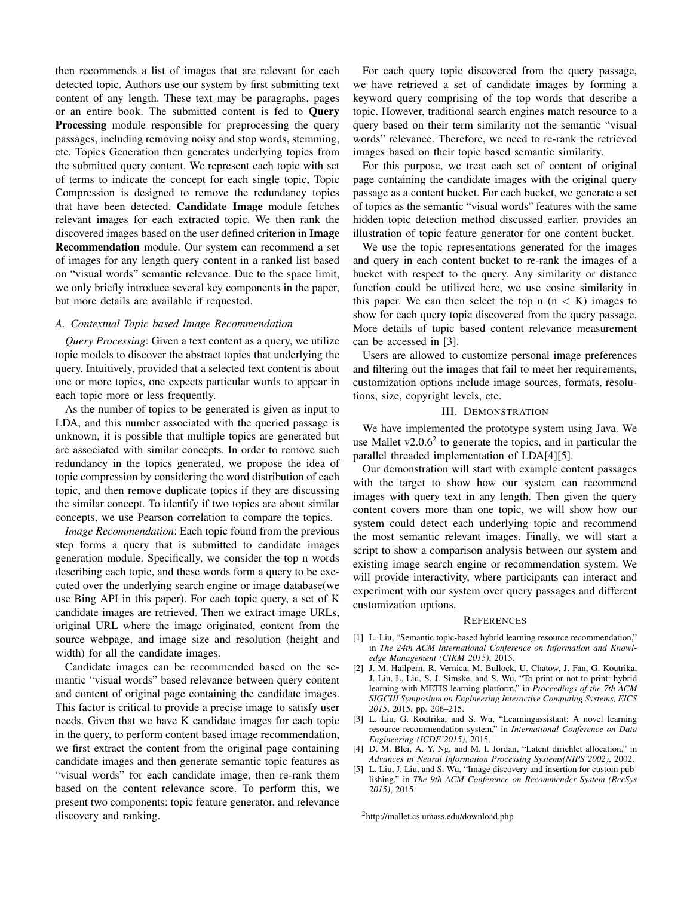then recommends a list of images that are relevant for each detected topic. Authors use our system by first submitting text content of any length. These text may be paragraphs, pages or an entire book. The submitted content is fed to **Query Processing** module responsible for preprocessing the query passages, including removing noisy and stop words, stemming, etc. Topics Generation then generates underlying topics from the submitted query content. We represent each topic with set of terms to indicate the concept for each single topic, Topic Compression is designed to remove the redundancy topics that have been detected. **Candidate Image** module fetches relevant images for each extracted topic. We then rank the discovered images based on the user defined criterion in **Image Recommendation** module. Our system can recommend a set of images for any length query content in a ranked list based on "visual words" semantic relevance. Due to the space limit, we only briefly introduce several key components in the paper, but more details are available if requested.

### A. Contextual Topic based Image Recommendation

*Query Processing*: Given a text content as a query, we utilize topic models to discover the abstract topics that underlying the query. Intuitively, provided that a selected text content is about one or more topics, one expects particular words to appear in each topic more or less frequently.

As the number of topics to be generated is given as input to LDA, and this number associated with the queried passage is unknown, it is possible that multiple topics are generated but are associated with similar concepts. In order to remove such redundancy in the topics generated, we propose the idea of topic compression by considering the word distribution of each topic, and then remove duplicate topics if they are discussing the similar concept. To identify if two topics are about similar concepts, we use Pearson correlation to compare the topics.

*Image Recommendation*: Each topic found from the previous step forms a query that is submitted to candidate images generation module. Specifically, we consider the top n words describing each topic, and these words form a query to be executed over the underlying search engine or image database(we use Bing API in this paper). For each topic query, a set of K candidate images are retrieved. Then we extract image URLs, original URL where the image originated, content from the source webpage, and image size and resolution (height and width) for all the candidate images.

Candidate images can be recommended based on the semantic "visual words" based relevance between query content and content of original page containing the candidate images. This factor is critical to provide a precise image to satisfy user needs. Given that we have K candidate images for each topic in the query, to perform content based image recommendation, we first extract the content from the original page containing candidate images and then generate semantic topic features as "visual words" for each candidate image, then re-rank them based on the content relevance score. To perform this, we present two components: topic feature generator, and relevance discovery and ranking.

For each query topic discovered from the query passage, we have retrieved a set of candidate images by forming a keyword query comprising of the top words that describe a topic. However, traditional search engines match resource to a query based on their term similarity not the semantic "visual words" relevance. Therefore, we need to re-rank the retrieved images based on their topic based semantic similarity.

For this purpose, we treat each set of content of original page containing the candidate images with the original query passage as a content bucket. For each bucket, we generate a set of topics as the semantic "visual words" features with the same hidden topic detection method discussed earlier. provides an illustration of topic feature generator for one content bucket.

We use the topic representations generated for the images and query in each content bucket to re-rank the images of a bucket with respect to the query. Any similarity or distance function could be utilized here, we use cosine similarity in this paper. We can then select the top n ($n < K$) images to show for each query topic discovered from the query passage. More details of topic based content relevance measurement can be accessed in [3].

Users are allowed to customize personal image preferences and filtering out the images that fail to meet her requirements, customization options include image sources, formats, resolutions, size, copyright levels, etc.

## III. Demonstration

We have implemented the prototype system using Java. We use Mallet v2.0.6[2] to generate the topics, and in particular the parallel threaded implementation of LDA[4][5].

Our demonstration will start with example content passages with the target to show how our system can recommend images with query text in any length. Then given the query content covers more than one topic, we will show how our system could detect each underlying topic and recommend the most semantic relevant images. Finally, we will start a script to show a comparison analysis between our system and existing image search engine or recommendation system. We will provide interactivity, where participants can interact and experiment with our system over query passages and different customization options.

## References

[1] L. Liu, "Semantic topic-based hybrid learning resource recommendation," in *The 24th ACM International Conference on Information and Knowledge Management (CIKM 2015)*, 2015.

[2] J. M. Hailpern, R. Vernica, M. Bullock, U. Chatow, J. Fan, G. Koutrika, J. Liu, L. Liu, S. J. Simske, and S. Wu, "To print or not to print: hybrid learning with METIS learning platform," in *Proceedings of the 7th ACM SIGCHI Symposium on Engineering Interactive Computing Systems, EICS 2015*, 2015, pp. 206–215.

[3] L. Liu, G. Koutrika, and S. Wu, "Learningassistant: A novel learning resource recommendation system," in *International Conference on Data Engineering (ICDE'2015)*, 2015.

[4] D. M. Blei, A. Y. Ng, and M. I. Jordan, "Latent dirichlet allocation," in *Advances in Neural Information Processing Systems(NIPS'2002)*, 2002.

[5] L. Liu, J. Liu, and S. Wu, "Image discovery and insertion for custom publishing," in *The 9th ACM Conference on Recommender System (RecSys 2015)*, 2015.

[2] http://mallet.cs.umass.edu/download.php